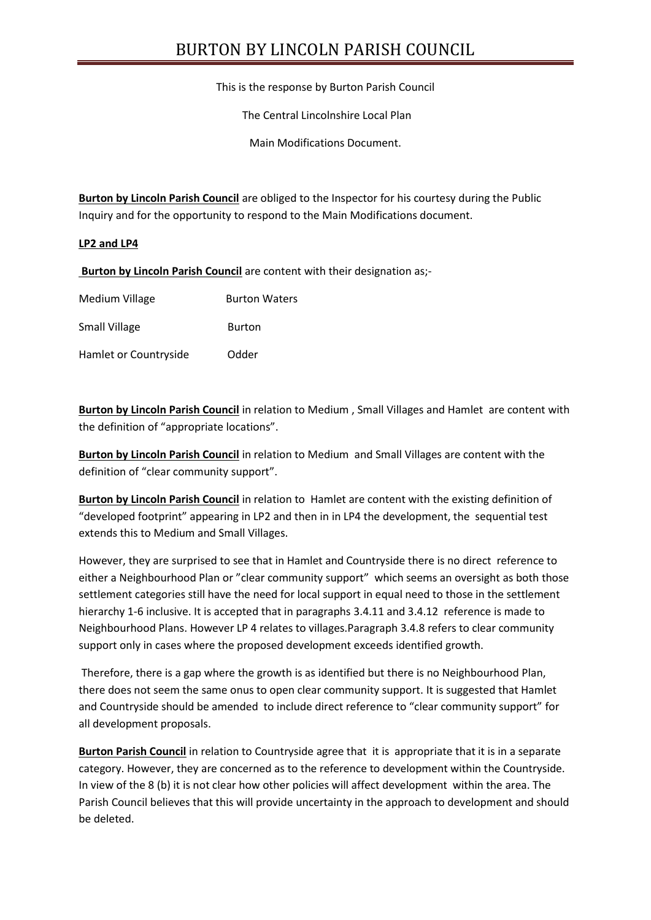# BURTON BY LINCOLN PARISH COUNCIL

This is the response by Burton Parish Council

The Central Lincolnshire Local Plan

Main Modifications Document.

**Burton by Lincoln Parish Council** are obliged to the Inspector for his courtesy during the Public Inquiry and for the opportunity to respond to the Main Modifications document.

**LP2 and LP4**

**Burton by Lincoln Parish Council** are content with their designation as;-

| | |
|---|---|
| Medium Village | Burton Waters |
| Small Village | Burton |
| Hamlet or Countryside | Odder |

**Burton by Lincoln Parish Council** in relation to Medium , Small Villages and Hamlet are content with the definition of "appropriate locations".

**Burton by Lincoln Parish Council** in relation to Medium and Small Villages are content with the definition of "clear community support".

**Burton by Lincoln Parish Council** in relation to Hamlet are content with the existing definition of "developed footprint" appearing in LP2 and then in in LP4 the development, the sequential test extends this to Medium and Small Villages.

However, they are surprised to see that in Hamlet and Countryside there is no direct reference to either a Neighbourhood Plan or "clear community support" which seems an oversight as both those settlement categories still have the need for local support in equal need to those in the settlement hierarchy 1-6 inclusive. It is accepted that in paragraphs 3.4.11 and 3.4.12 reference is made to Neighbourhood Plans. However LP 4 relates to villages.Paragraph 3.4.8 refers to clear community support only in cases where the proposed development exceeds identified growth.

Therefore, there is a gap where the growth is as identified but there is no Neighbourhood Plan, there does not seem the same onus to open clear community support. It is suggested that Hamlet and Countryside should be amended to include direct reference to "clear community support" for all development proposals.

**Burton Parish Council** in relation to Countryside agree that it is appropriate that it is in a separate category. However, they are concerned as to the reference to development within the Countryside. In view of the 8 (b) it is not clear how other policies will affect development within the area. The Parish Council believes that this will provide uncertainty in the approach to development and should be deleted.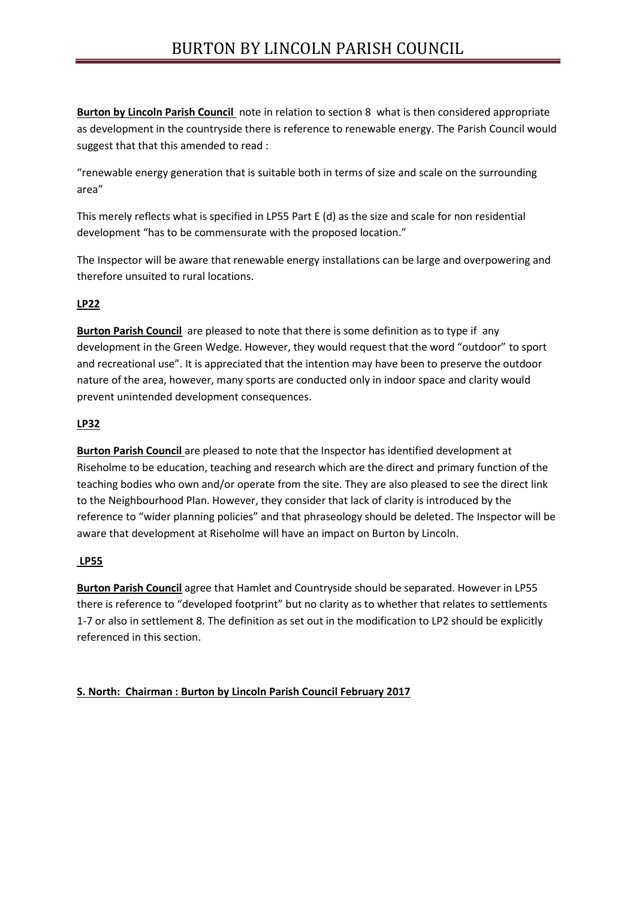**Burton by Lincoln Parish Council** note in relation to section 8 what is then considered appropriate as development in the countryside there is reference to renewable energy. The Parish Council would suggest that that this amended to read :

"renewable energy generation that is suitable both in terms of size and scale on the surrounding area"

This merely reflects what is specified in LP55 Part E (d) as the size and scale for non residential development "has to be commensurate with the proposed location."

The Inspector will be aware that renewable energy installations can be large and overpowering and therefore unsuited to rural locations.

**LP22**

**Burton Parish Council** are pleased to note that there is some definition as to type if any development in the Green Wedge. However, they would request that the word "outdoor" to sport and recreational use". It is appreciated that the intention may have been to preserve the outdoor nature of the area, however, many sports are conducted only in indoor space and clarity would prevent unintended development consequences.

**LP32**

**Burton Parish Council** are pleased to note that the Inspector has identified development at Riseholme to be education, teaching and research which are the direct and primary function of the teaching bodies who own and/or operate from the site. They are also pleased to see the direct link to the Neighbourhood Plan. However, they consider that lack of clarity is introduced by the reference to "wider planning policies" and that phraseology should be deleted. The Inspector will be aware that development at Riseholme will have an impact on Burton by Lincoln.

**LP55**

**Burton Parish Council** agree that Hamlet and Countryside should be separated. However in LP55 there is reference to "developed footprint" but no clarity as to whether that relates to settlements 1-7 or also in settlement 8. The definition as set out in the modification to LP2 should be explicitly referenced in this section.

**S. North: Chairman : Burton by Lincoln Parish Council February 2017**